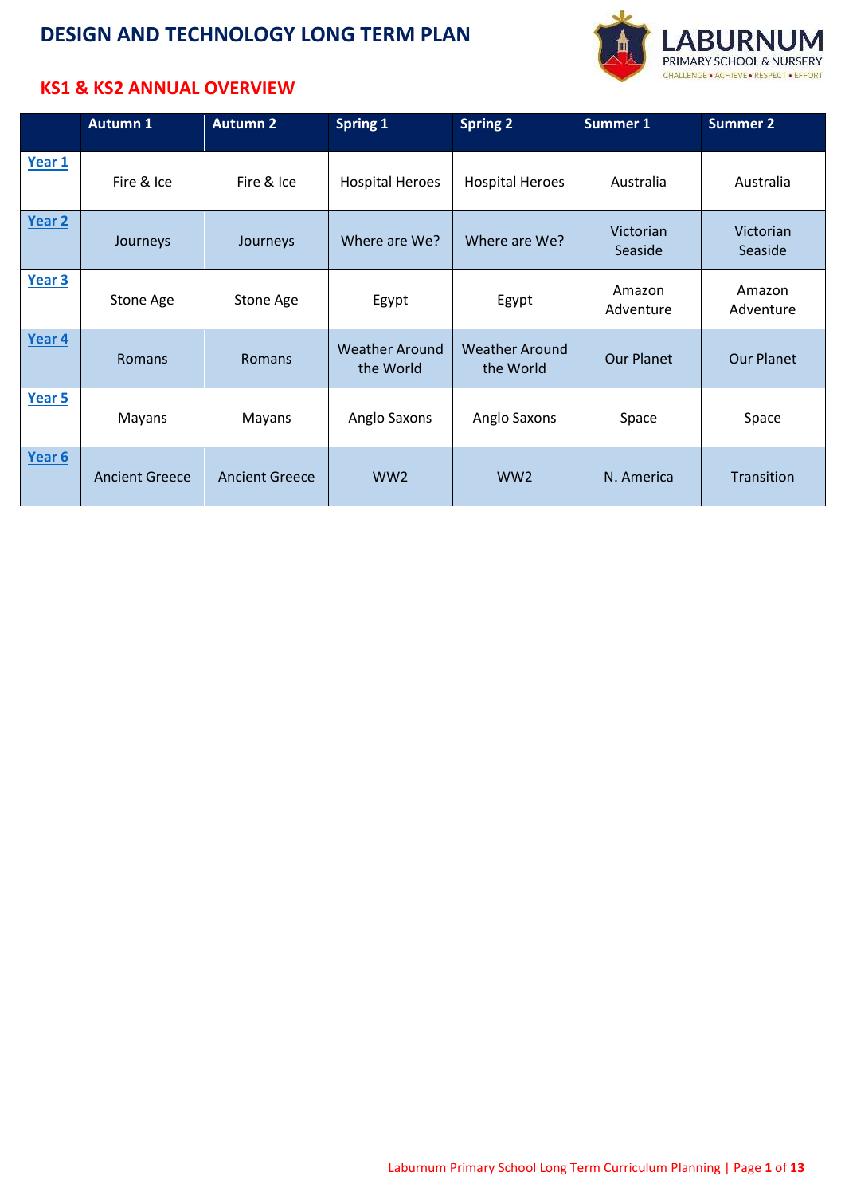# DESIGN AND TECHNOLOGY LONG TERM PLAN

LABURNUM
PRIMARY SCHOOL & NURSERY
CHALLENGE • ACHIEVE • RESPECT • EFFORT

## KS1 & KS2 ANNUAL OVERVIEW

| | Autumn 1 | Autumn 2 | Spring 1 | Spring 2 | Summer 1 | Summer 2 |
|---|---|---|---|---|---|---|
| Year 1 | Fire & Ice | Fire & Ice | Hospital Heroes | Hospital Heroes | Australia | Australia |
| Year 2 | Journeys | Journeys | Where are We? | Where are We? | Victorian Seaside | Victorian Seaside |
| Year 3 | Stone Age | Stone Age | Egypt | Egypt | Amazon Adventure | Amazon Adventure |
| Year 4 | Romans | Romans | Weather Around the World | Weather Around the World | Our Planet | Our Planet |
| Year 5 | Mayans | Mayans | Anglo Saxons | Anglo Saxons | Space | Space |
| Year 6 | Ancient Greece | Ancient Greece | WW2 | WW2 | N. America | Transition |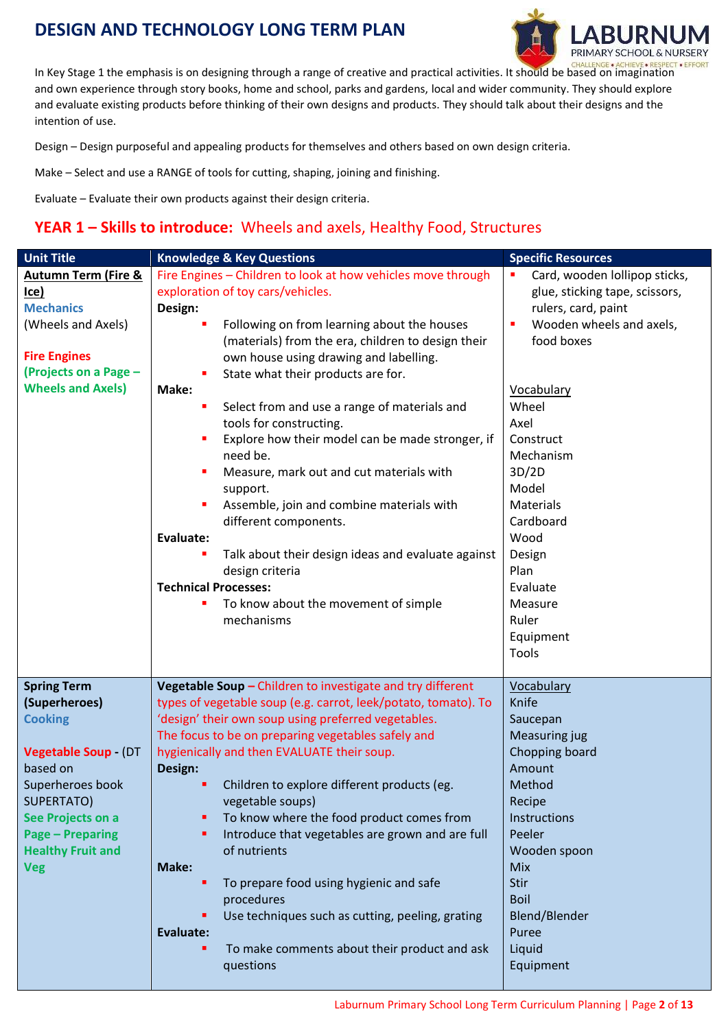# DESIGN AND TECHNOLOGY LONG TERM PLAN

LABURNUM PRIMARY SCHOOL & NURSERY
CHALLENGE • ACHIEVE • RESPECT • EFFORT

In Key Stage 1 the emphasis is on designing through a range of creative and practical activities. It should be based on imagination and own experience through story books, home and school, parks and gardens, local and wider community. They should explore and evaluate existing products before thinking of their own designs and products. They should talk about their designs and the intention of use.

Design – Design purposeful and appealing products for themselves and others based on own design criteria.

Make – Select and use a RANGE of tools for cutting, shaping, joining and finishing.

Evaluate – Evaluate their own products against their design criteria.

## YEAR 1 – Skills to introduce: Wheels and axels, Healthy Food, Structures

| Unit Title | Knowledge & Key Questions | Specific Resources |
|---|---|---|
| **Autumn Term (Fire & Ice)**<br>**Mechanics**<br>(Wheels and Axels)<br><br>**Fire Engines**<br>**(Projects on a Page – Wheels and Axels)** | Fire Engines – Children to look at how vehicles move through exploration of toy cars/vehicles.<br>**Design:**<br>▪ Following on from learning about the houses (materials) from the era, children to design their own house using drawing and labelling.<br>▪ State what their products are for.<br>**Make:**<br>▪ Select from and use a range of materials and tools for constructing.<br>▪ Explore how their model can be made stronger, if need be.<br>▪ Measure, mark out and cut materials with support.<br>▪ Assemble, join and combine materials with different components.<br>**Evaluate:**<br>▪ Talk about their design ideas and evaluate against design criteria<br>**Technical Processes:**<br>▪ To know about the movement of simple mechanisms | ▪ Card, wooden lollipop sticks, glue, sticking tape, scissors, rulers, card, paint<br>▪ Wooden wheels and axels, food boxes<br><br>Vocabulary<br>Wheel<br>Axel<br>Construct<br>Mechanism<br>3D/2D<br>Model<br>Materials<br>Cardboard<br>Wood<br>Design<br>Plan<br>Evaluate<br>Measure<br>Ruler<br>Equipment<br>Tools |
| **Spring Term (Superheroes)**<br>**Cooking**<br><br>**Vegetable Soup** - (DT based on Superheroes book SUPERTATO)<br>**See Projects on a Page – Preparing Healthy Fruit and Veg** | **Vegetable Soup** – Children to investigate and try different types of vegetable soup (e.g. carrot, leek/potato, tomato). To 'design' their own soup using preferred vegetables. The focus to be on preparing vegetables safely and hygienically and then EVALUATE their soup.<br>**Design:**<br>▪ Children to explore different products (eg. vegetable soups)<br>▪ To know where the food product comes from<br>▪ Introduce that vegetables are grown and are full of nutrients<br>**Make:**<br>▪ To prepare food using hygienic and safe procedures<br>▪ Use techniques such as cutting, peeling, grating<br>**Evaluate:**<br>▪ To make comments about their product and ask questions | Vocabulary<br>Knife<br>Saucepan<br>Measuring jug<br>Chopping board<br>Amount<br>Method<br>Recipe<br>Instructions<br>Peeler<br>Wooden spoon<br>Mix<br>Stir<br>Boil<br>Blend/Blender<br>Puree<br>Liquid<br>Equipment |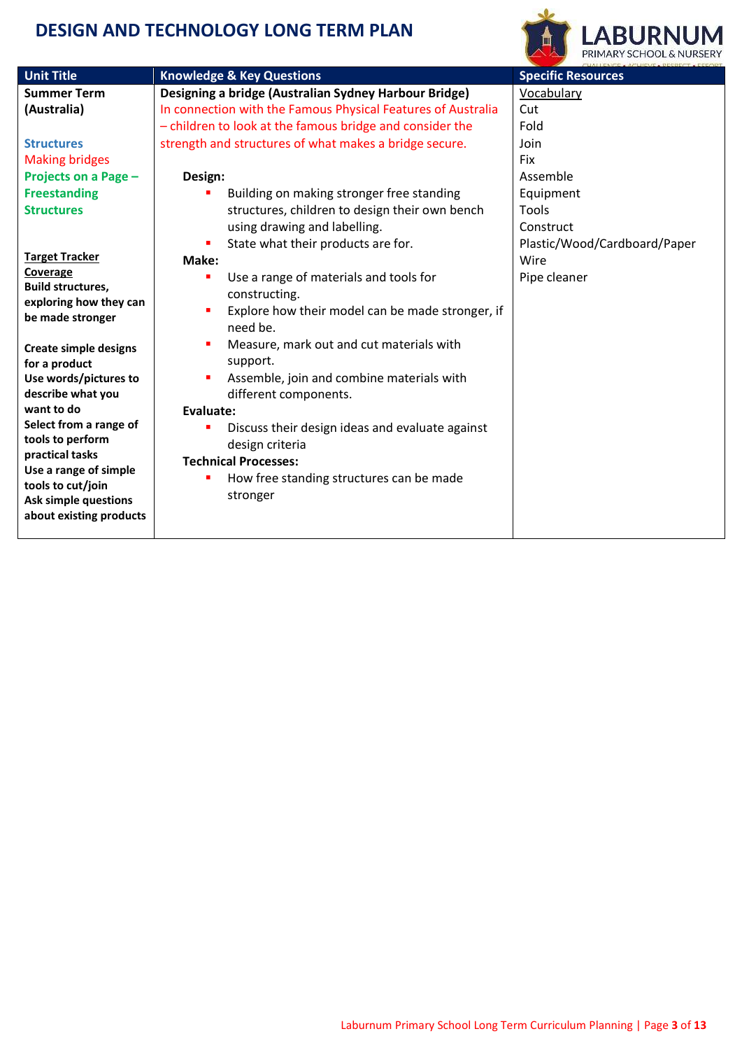# DESIGN AND TECHNOLOGY LONG TERM PLAN

| Unit Title | Knowledge & Key Questions | Specific Resources |
|---|---|---|
| **Summer Term (Australia)**<br><br>Structures<br>Making bridges<br>**Projects on a Page – Freestanding Structures**<br><br>**Target Tracker Coverage**<br>**Build structures, exploring how they can be made stronger**<br><br>**Create simple designs for a product**<br>**Use words/pictures to describe what you want to do**<br>**Select from a range of tools to perform practical tasks**<br>**Use a range of simple tools to cut/join**<br>**Ask simple questions about existing products** | **Designing a bridge (Australian Sydney Harbour Bridge)**<br>In connection with the Famous Physical Features of Australia – children to look at the famous bridge and consider the strength and structures of what makes a bridge secure.<br><br>**Design:**<br>- Building on making stronger free standing structures, children to design their own bench using drawing and labelling.<br>- State what their products are for.<br>**Make:**<br>- Use a range of materials and tools for constructing.<br>- Explore how their model can be made stronger, if need be.<br>- Measure, mark out and cut materials with support.<br>- Assemble, join and combine materials with different components.<br>**Evaluate:**<br>- Discuss their design ideas and evaluate against design criteria<br>**Technical Processes:**<br>- How free standing structures can be made stronger | Vocabulary<br>Cut<br>Fold<br>Join<br>Fix<br>Assemble<br>Equipment<br>Tools<br>Construct<br>Plastic/Wood/Cardboard/Paper<br>Wire<br>Pipe cleaner |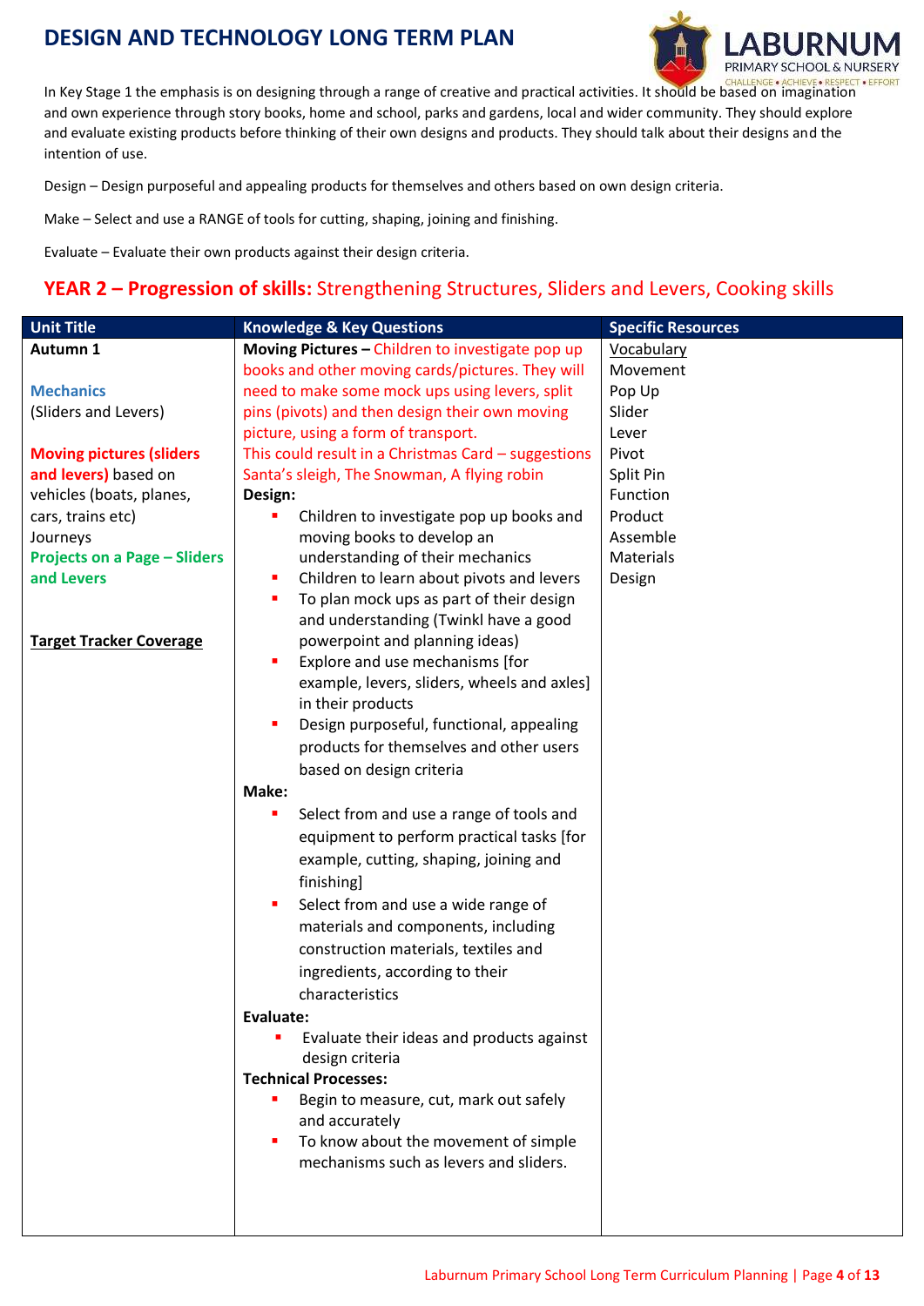# DESIGN AND TECHNOLOGY LONG TERM PLAN

In Key Stage 1 the emphasis is on designing through a range of creative and practical activities. It should be based on imagination and own experience through story books, home and school, parks and gardens, local and wider community. They should explore and evaluate existing products before thinking of their own designs and products. They should talk about their designs and the intention of use.

Design – Design purposeful and appealing products for themselves and others based on own design criteria.

Make – Select and use a RANGE of tools for cutting, shaping, joining and finishing.

Evaluate – Evaluate their own products against their design criteria.

## YEAR 2 – Progression of skills: Strengthening Structures, Sliders and Levers, Cooking skills

| Unit Title | Knowledge & Key Questions | Specific Resources |
|---|---|---|
| **Autumn 1**<br><br>**Mechanics**<br>(Sliders and Levers)<br><br>**Moving pictures (sliders and levers)** based on vehicles (boats, planes, cars, trains etc)<br>Journeys<br>**Projects on a Page – Sliders and Levers**<br><br>**Target Tracker Coverage** | **Moving Pictures –** Children to investigate pop up books and other moving cards/pictures. They will need to make some mock ups using levers, split pins (pivots) and then design their own moving picture, using a form of transport.<br>This could result in a Christmas Card – suggestions Santa's sleigh, The Snowman, A flying robin<br>**Design:**<br>▪ Children to investigate pop up books and moving books to develop an understanding of their mechanics<br>▪ Children to learn about pivots and levers<br>▪ To plan mock ups as part of their design and understanding (Twinkl have a good powerpoint and planning ideas)<br>▪ Explore and use mechanisms [for example, levers, sliders, wheels and axles] in their products<br>▪ Design purposeful, functional, appealing products for themselves and other users based on design criteria<br>**Make:**<br>▪ Select from and use a range of tools and equipment to perform practical tasks [for example, cutting, shaping, joining and finishing]<br>▪ Select from and use a wide range of materials and components, including construction materials, textiles and ingredients, according to their characteristics<br>**Evaluate:**<br>▪ Evaluate their ideas and products against design criteria<br>**Technical Processes:**<br>▪ Begin to measure, cut, mark out safely and accurately<br>▪ To know about the movement of simple mechanisms such as levers and sliders. | Vocabulary<br>Movement<br>Pop Up<br>Slider<br>Lever<br>Pivot<br>Split Pin<br>Function<br>Product<br>Assemble<br>Materials<br>Design |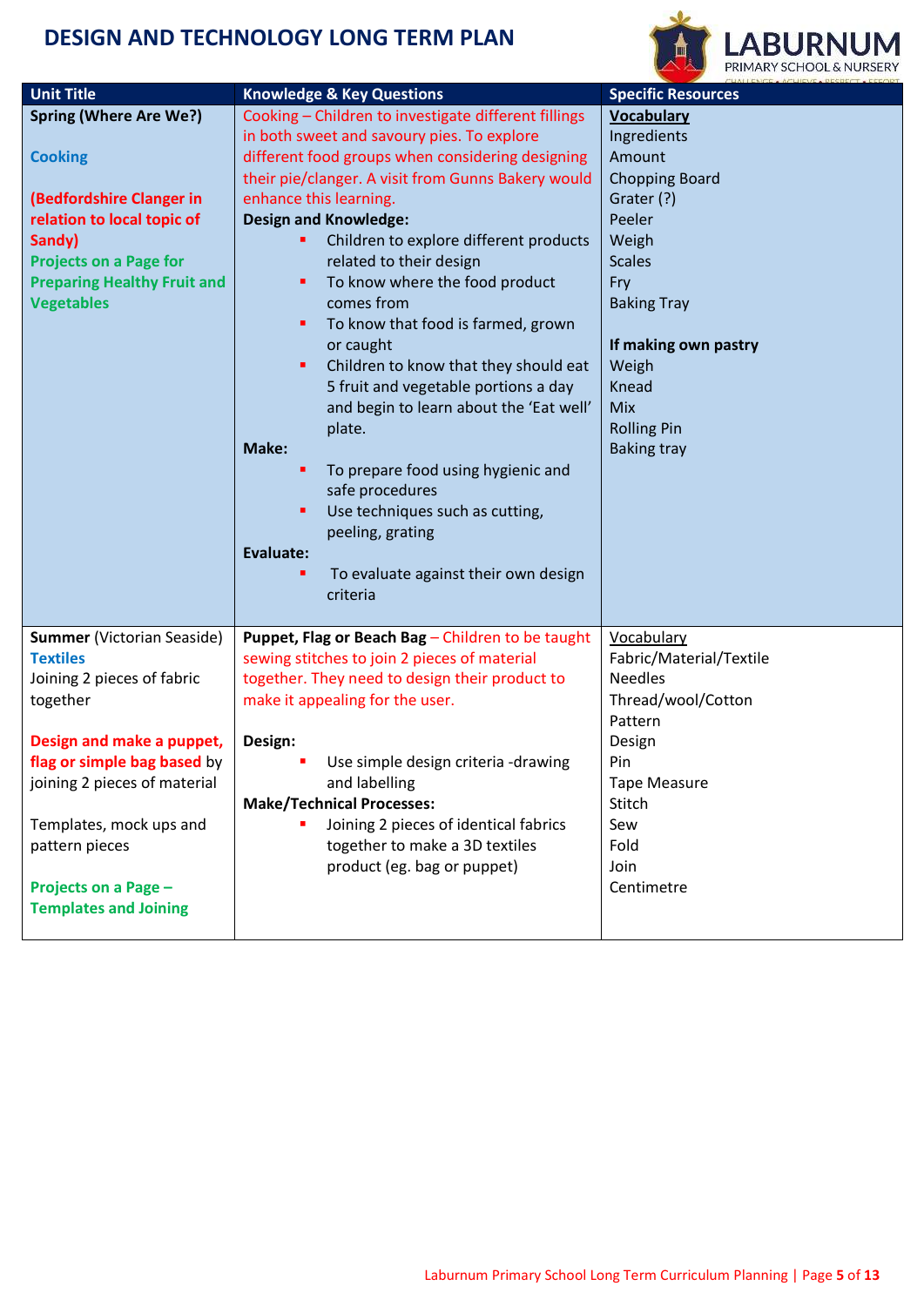# DESIGN AND TECHNOLOGY LONG TERM PLAN

| Unit Title | Knowledge & Key Questions | Specific Resources |
|---|---|---|
| **Spring (Where Are We?)**<br><br>**Cooking**<br><br>**(Bedfordshire Clanger in relation to local topic of Sandy)**<br>**Projects on a Page for Preparing Healthy Fruit and Vegetables** | Cooking – Children to investigate different fillings in both sweet and savoury pies. To explore different food groups when considering designing their pie/clanger. A visit from Gunns Bakery would enhance this learning.<br>**Design and Knowledge:**<br>▪ Children to explore different products related to their design<br>▪ To know where the food product comes from<br>▪ To know that food is farmed, grown or caught<br>▪ Children to know that they should eat 5 fruit and vegetable portions a day and begin to learn about the 'Eat well' plate.<br>**Make:**<br>▪ To prepare food using hygienic and safe procedures<br>▪ Use techniques such as cutting, peeling, grating<br>**Evaluate:**<br>▪ To evaluate against their own design criteria | **Vocabulary**<br>Ingredients<br>Amount<br>Chopping Board<br>Grater (?)<br>Peeler<br>Weigh<br>Scales<br>Fry<br>Baking Tray<br><br>**If making own pastry**<br>Weigh<br>Knead<br>Mix<br>Rolling Pin<br>Baking tray |
| **Summer** (Victorian Seaside)<br>**Textiles**<br>Joining 2 pieces of fabric together<br><br>**Design and make a puppet, flag or simple bag based** by joining 2 pieces of material<br><br>Templates, mock ups and pattern pieces<br><br>**Projects on a Page – Templates and Joining** | **Puppet, Flag or Beach Bag** – Children to be taught sewing stitches to join 2 pieces of material together. They need to design their product to make it appealing for the user.<br><br>**Design:**<br>▪ Use simple design criteria -drawing and labelling<br>**Make/Technical Processes:**<br>▪ Joining 2 pieces of identical fabrics together to make a 3D textiles product (eg. bag or puppet) | Vocabulary<br>Fabric/Material/Textile<br>Needles<br>Thread/wool/Cotton<br>Pattern<br>Design<br>Pin<br>Tape Measure<br>Stitch<br>Sew<br>Fold<br>Join<br>Centimetre |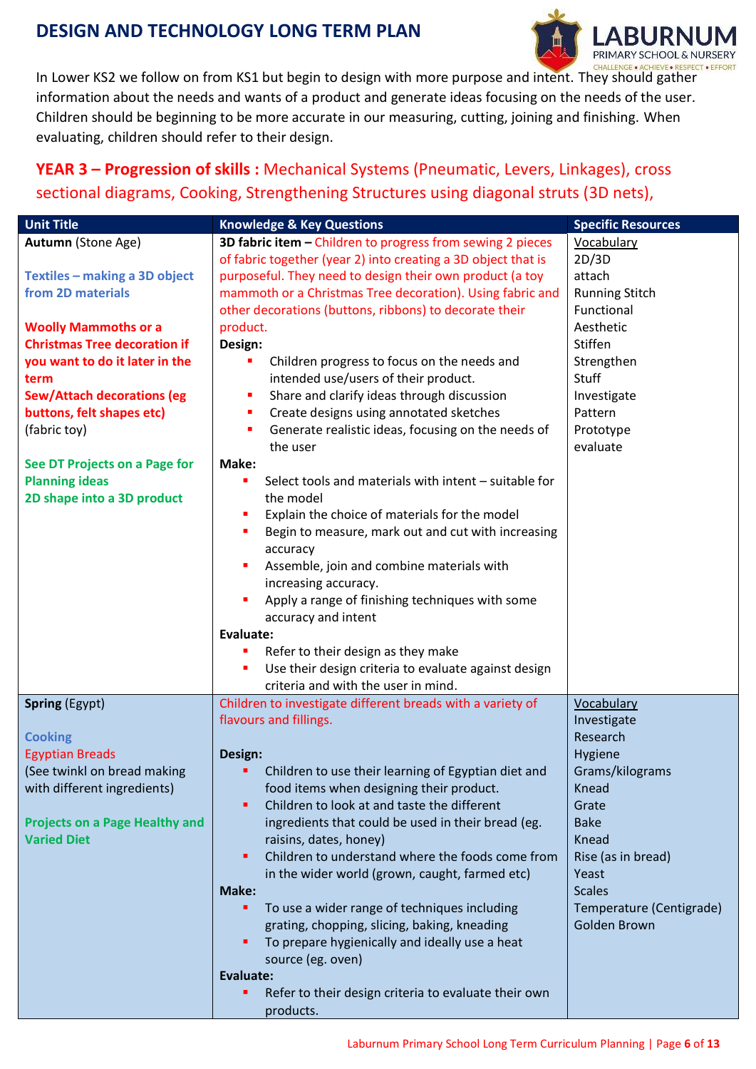# DESIGN AND TECHNOLOGY LONG TERM PLAN

LABURNUM PRIMARY SCHOOL & NURSERY
CHALLENGE • ACHIEVE • RESPECT • EFFORT

In Lower KS2 we follow on from KS1 but begin to design with more purpose and intent. They should gather information about the needs and wants of a product and generate ideas focusing on the needs of the user. Children should be beginning to be more accurate in our measuring, cutting, joining and finishing. When evaluating, children should refer to their design.

## YEAR 3 – Progression of skills : Mechanical Systems (Pneumatic, Levers, Linkages), cross sectional diagrams, Cooking, Strengthening Structures using diagonal struts (3D nets),

| Unit Title | Knowledge & Key Questions | Specific Resources |
|---|---|---|
| **Autumn** (Stone Age)<br><br>**Textiles – making a 3D object from 2D materials**<br><br>**Woolly Mammoths or a Christmas Tree decoration if you want to do it later in the term**<br>**Sew/Attach decorations (eg buttons, felt shapes etc)**<br>(fabric toy)<br><br>**See DT Projects on a Page for Planning ideas**<br>**2D shape into a 3D product** | **3D fabric item –** Children to progress from sewing 2 pieces of fabric together (year 2) into creating a 3D object that is purposeful. They need to design their own product (a toy mammoth or a Christmas Tree decoration). Using fabric and other decorations (buttons, ribbons) to decorate their product.<br>**Design:**<br>▪ Children progress to focus on the needs and intended use/users of their product.<br>▪ Share and clarify ideas through discussion<br>▪ Create designs using annotated sketches<br>▪ Generate realistic ideas, focusing on the needs of the user<br>**Make:**<br>▪ Select tools and materials with intent – suitable for the model<br>▪ Explain the choice of materials for the model<br>▪ Begin to measure, mark out and cut with increasing accuracy<br>▪ Assemble, join and combine materials with increasing accuracy.<br>▪ Apply a range of finishing techniques with some accuracy and intent<br>**Evaluate:**<br>▪ Refer to their design as they make<br>▪ Use their design criteria to evaluate against design criteria and with the user in mind. | Vocabulary<br>2D/3D<br>attach<br>Running Stitch<br>Functional<br>Aesthetic<br>Stiffen<br>Strengthen<br>Stuff<br>Investigate<br>Pattern<br>Prototype<br>evaluate |
| **Spring** (Egypt)<br><br>**Cooking**<br>Egyptian Breads<br>(See twinkl on bread making with different ingredients)<br><br>**Projects on a Page Healthy and Varied Diet** | Children to investigate different breads with a variety of flavours and fillings.<br><br>**Design:**<br>▪ Children to use their learning of Egyptian diet and food items when designing their product.<br>▪ Children to look at and taste the different ingredients that could be used in their bread (eg. raisins, dates, honey)<br>▪ Children to understand where the foods come from in the wider world (grown, caught, farmed etc)<br>**Make:**<br>▪ To use a wider range of techniques including grating, chopping, slicing, baking, kneading<br>▪ To prepare hygienically and ideally use a heat source (eg. oven)<br>**Evaluate:**<br>▪ Refer to their design criteria to evaluate their own products. | Vocabulary<br>Investigate<br>Research<br>Hygiene<br>Grams/kilograms<br>Knead<br>Grate<br>Bake<br>Knead<br>Rise (as in bread)<br>Yeast<br>Scales<br>Temperature (Centigrade)<br>Golden Brown |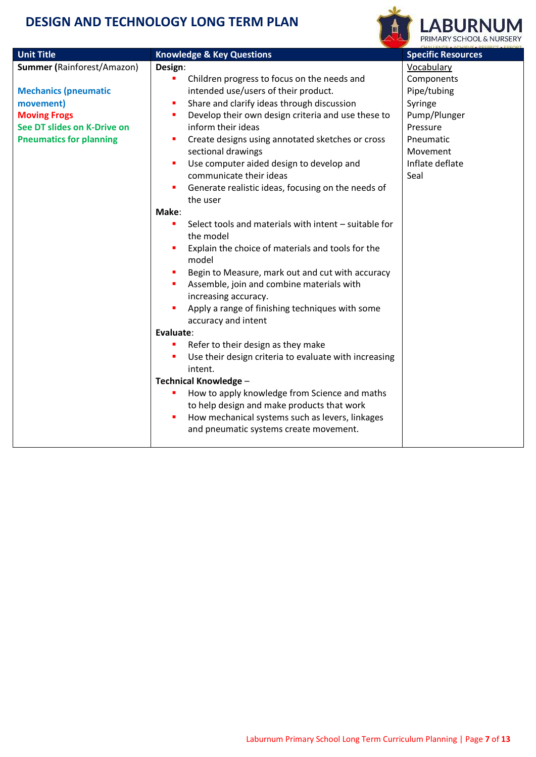# DESIGN AND TECHNOLOGY LONG TERM PLAN

| Unit Title | Knowledge & Key Questions | Specific Resources |
|---|---|---|
| **Summary** (Rainforest/Amazon)<br><br>**Mechanics (pneumatic movement)**<br>**Moving Frogs**<br>**See DT slides on K-Drive on Pneumatics for planning** | **Design**:<br>▪ Children progress to focus on the needs and intended use/users of their product.<br>▪ Share and clarify ideas through discussion<br>▪ Develop their own design criteria and use these to inform their ideas<br>▪ Create designs using annotated sketches or cross sectional drawings<br>▪ Use computer aided design to develop and communicate their ideas<br>▪ Generate realistic ideas, focusing on the needs of the user<br>**Make**:<br>▪ Select tools and materials with intent – suitable for the model<br>▪ Explain the choice of materials and tools for the model<br>▪ Begin to Measure, mark out and cut with accuracy<br>▪ Assemble, join and combine materials with increasing accuracy.<br>▪ Apply a range of finishing techniques with some accuracy and intent<br>**Evaluate**:<br>▪ Refer to their design as they make<br>▪ Use their design criteria to evaluate with increasing intent.<br>**Technical Knowledge** –<br>▪ How to apply knowledge from Science and maths to help design and make products that work<br>▪ How mechanical systems such as levers, linkages and pneumatic systems create movement. | Vocabulary<br>Components<br>Pipe/tubing<br>Syringe<br>Pump/Plunger<br>Pressure<br>Pneumatic<br>Movement<br>Inflate deflate<br>Seal |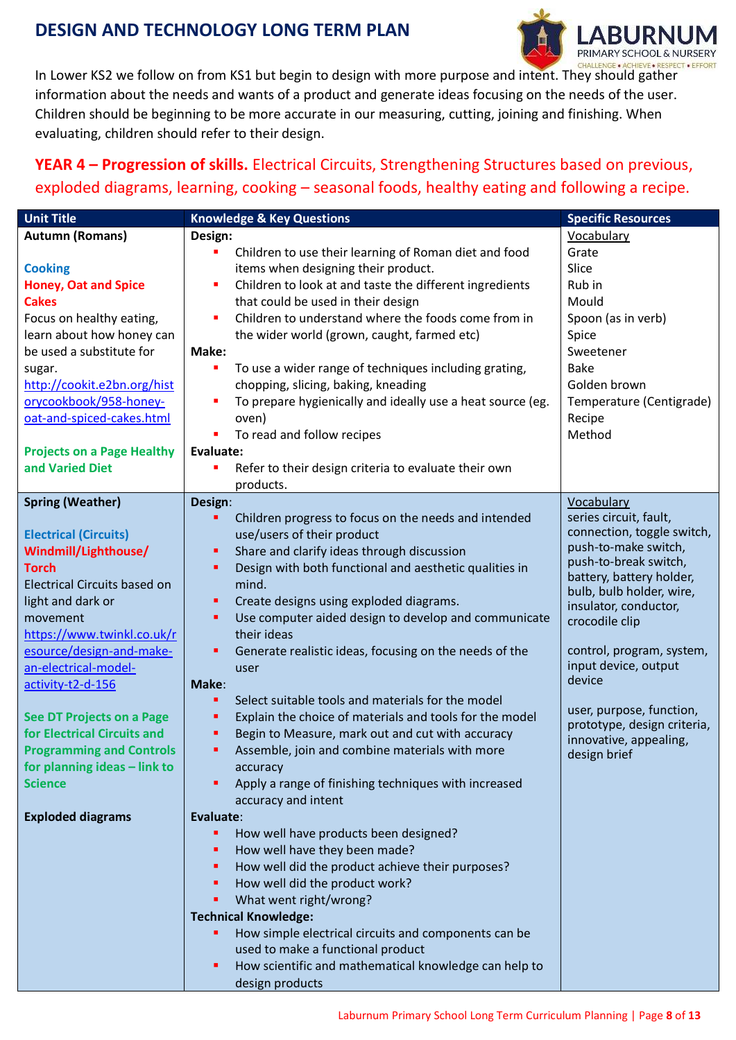# DESIGN AND TECHNOLOGY LONG TERM PLAN

In Lower KS2 we follow on from KS1 but begin to design with more purpose and intent. They should gather information about the needs and wants of a product and generate ideas focusing on the needs of the user. Children should be beginning to be more accurate in our measuring, cutting, joining and finishing. When evaluating, children should refer to their design.

## YEAR 4 – Progression of skills. Electrical Circuits, Strengthening Structures based on previous, exploded diagrams, learning, cooking – seasonal foods, healthy eating and following a recipe.

| Unit Title | Knowledge & Key Questions | Specific Resources |
|---|---|---|
| **Autumn (Romans)**<br><br>**Cooking**<br>**Honey, Oat and Spice Cakes**<br>Focus on healthy eating, learn about how honey can be used a substitute for sugar.<br>http://cookit.e2bn.org/historycookbook/958-honey-oat-and-spiced-cakes.html<br><br>**Projects on a Page Healthy and Varied Diet** | **Design:**<br>▪ Children to use their learning of Roman diet and food items when designing their product.<br>▪ Children to look at and taste the different ingredients that could be used in their design<br>▪ Children to understand where the foods come from in the wider world (grown, caught, farmed etc)<br>**Make:**<br>▪ To use a wider range of techniques including grating, chopping, slicing, baking, kneading<br>▪ To prepare hygienically and ideally use a heat source (eg. oven)<br>▪ To read and follow recipes<br>**Evaluate:**<br>▪ Refer to their design criteria to evaluate their own products. | Vocabulary<br>Grate<br>Slice<br>Rub in<br>Mould<br>Spoon (as in verb)<br>Spice<br>Sweetener<br>Bake<br>Golden brown<br>Temperature (Centigrade)<br>Recipe<br>Method |
| **Spring (Weather)**<br><br>**Electrical (Circuits)**<br>**Windmill/Lighthouse/ Torch**<br>Electrical Circuits based on light and dark or movement<br>https://www.twinkl.co.uk/resource/design-and-make-an-electrical-model-activity-t2-d-156<br><br>**See DT Projects on a Page for Electrical Circuits and Programming and Controls for planning ideas – link to Science**<br><br>**Exploded diagrams** | **Design:**<br>▪ Children progress to focus on the needs and intended use/users of their product<br>▪ Share and clarify ideas through discussion<br>▪ Design with both functional and aesthetic qualities in mind.<br>▪ Create designs using exploded diagrams.<br>▪ Use computer aided design to develop and communicate their ideas<br>▪ Generate realistic ideas, focusing on the needs of the user<br>**Make:**<br>▪ Select suitable tools and materials for the model<br>▪ Explain the choice of materials and tools for the model<br>▪ Begin to Measure, mark out and cut with accuracy<br>▪ Assemble, join and combine materials with more accuracy<br>▪ Apply a range of finishing techniques with increased accuracy and intent<br>**Evaluate:**<br>▪ How well have products been designed?<br>▪ How well have they been made?<br>▪ How well did the product achieve their purposes?<br>▪ How well did the product work?<br>▪ What went right/wrong?<br>**Technical Knowledge:**<br>▪ How simple electrical circuits and components can be used to make a functional product<br>▪ How scientific and mathematical knowledge can help to design products | Vocabulary<br>series circuit, fault, connection, toggle switch, push-to-make switch, push-to-break switch, battery, battery holder, bulb, bulb holder, wire, insulator, conductor, crocodile clip<br><br>control, program, system, input device, output device<br><br>user, purpose, function, prototype, design criteria, innovative, appealing, design brief |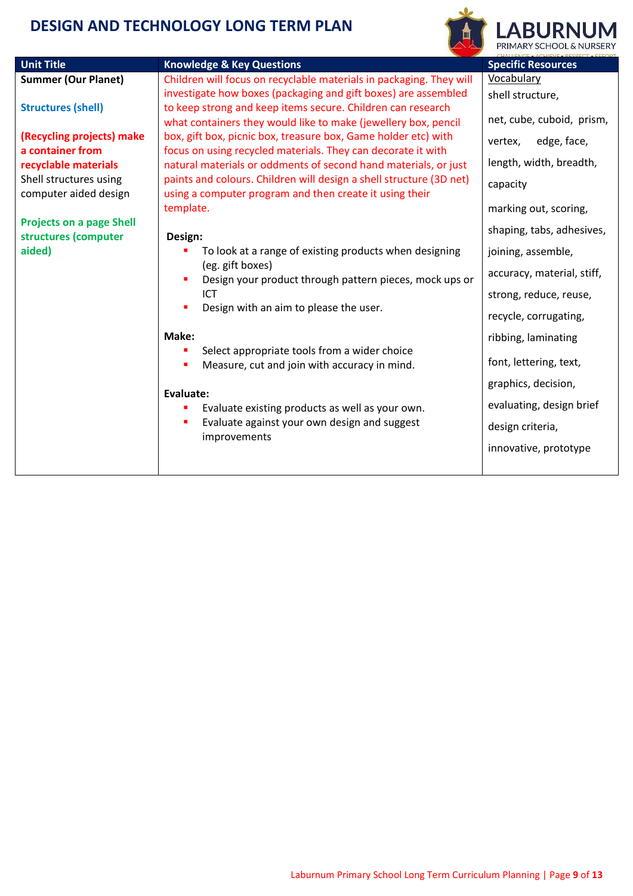# DESIGN AND TECHNOLOGY LONG TERM PLAN

| Unit Title | Knowledge & Key Questions | Specific Resources |
|---|---|---|
| **Summer (Our Planet)**<br><br>**Structures (shell)**<br><br>**(Recycling projects) make a container from recyclable materials**<br>Shell structures using computer aided design<br><br>**Projects on a page Shell structures (computer aided)** | Children will focus on recyclable materials in packaging. They will investigate how boxes (packaging and gift boxes) are assembled to keep strong and keep items secure. Children can research what containers they would like to make (jewellery box, pencil box, gift box, picnic box, treasure box, Game holder etc) with focus on using recycled materials. They can decorate it with natural materials or oddments of second hand materials, or just paints and colours. Children will design a shell structure (3D net) using a computer program and then create it using their template.<br><br>**Design:**<br>▪ To look at a range of existing products when designing (eg. gift boxes)<br>▪ Design your product through pattern pieces, mock ups or ICT<br>▪ Design with an aim to please the user.<br><br>**Make:**<br>▪ Select appropriate tools from a wider choice<br>▪ Measure, cut and join with accuracy in mind.<br><br>**Evaluate:**<br>▪ Evaluate existing products as well as your own.<br>▪ Evaluate against your own design and suggest improvements | Vocabulary<br>shell structure,<br>net, cube, cuboid, prism,<br>vertex, edge, face,<br>length, width, breadth,<br>capacity<br>marking out, scoring,<br>shaping, tabs, adhesives,<br>joining, assemble,<br>accuracy, material, stiff,<br>strong, reduce, reuse,<br>recycle, corrugating,<br>ribbing, laminating<br>font, lettering, text,<br>graphics, decision,<br>evaluating, design brief<br>design criteria,<br>innovative, prototype |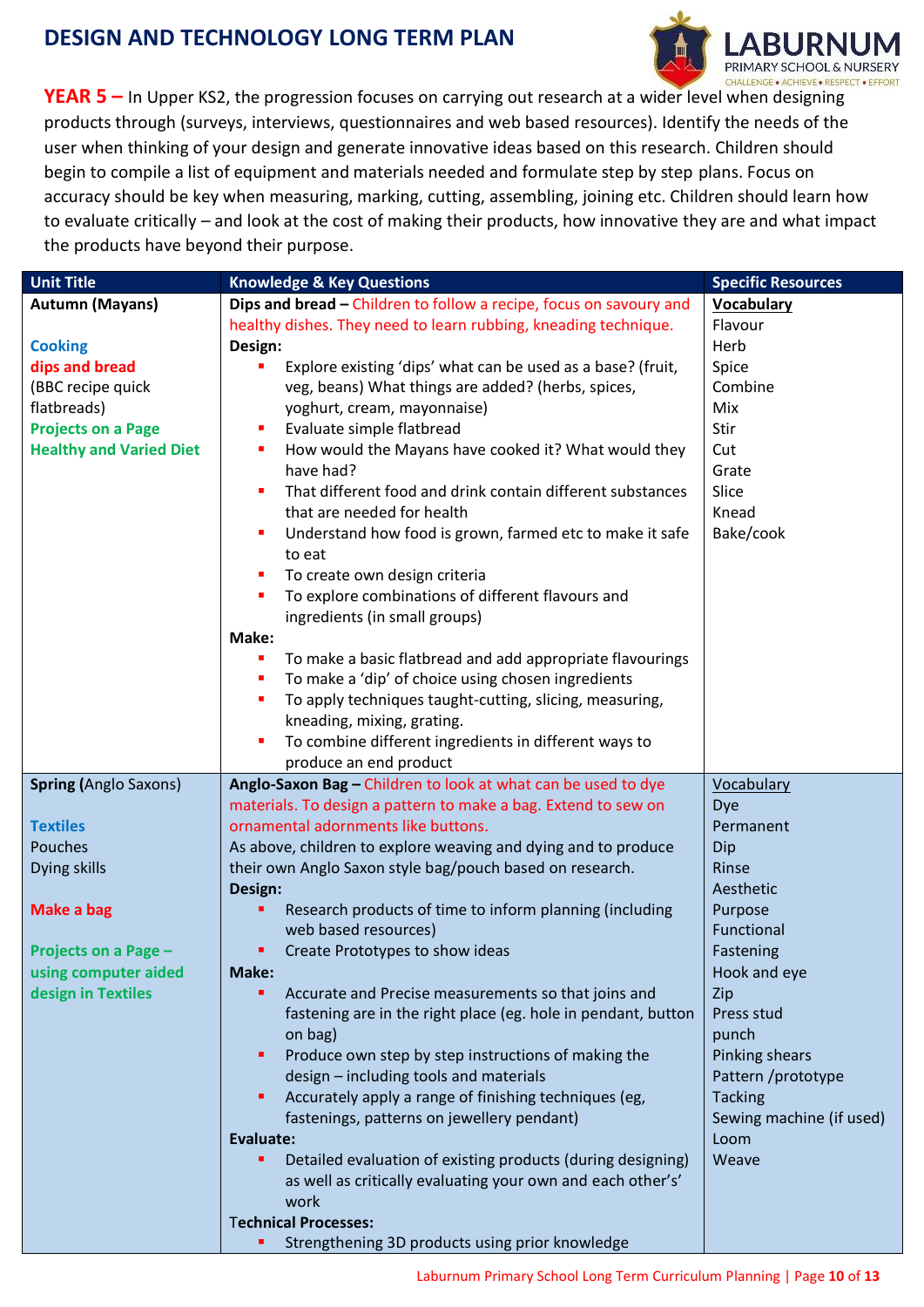# DESIGN AND TECHNOLOGY LONG TERM PLAN

LABURNUM PRIMARY SCHOOL & NURSERY
CHALLENGE • ACHIEVE • RESPECT • EFFORT

**YEAR 5 –** In Upper KS2, the progression focuses on carrying out research at a wider level when designing products through (surveys, interviews, questionnaires and web based resources). Identify the needs of the user when thinking of your design and generate innovative ideas based on this research. Children should begin to compile a list of equipment and materials needed and formulate step by step plans. Focus on accuracy should be key when measuring, marking, cutting, assembling, joining etc. Children should learn how to evaluate critically – and look at the cost of making their products, how innovative they are and what impact the products have beyond their purpose.

| Unit Title | Knowledge & Key Questions | Specific Resources |
|---|---|---|
| **Autumn (Mayans)**<br><br>**Cooking**<br>**dips and bread**<br>(BBC recipe quick flatbreads)<br>**Projects on a Page**<br>**Healthy and Varied Diet** | **Dips and bread –** Children to follow a recipe, focus on savoury and healthy dishes. They need to learn rubbing, kneading technique.<br>**Design:**<br>▪ Explore existing 'dips' what can be used as a base? (fruit, veg, beans) What things are added? (herbs, spices, yoghurt, cream, mayonnaise)<br>▪ Evaluate simple flatbread<br>▪ How would the Mayans have cooked it? What would they have had?<br>▪ That different food and drink contain different substances that are needed for health<br>▪ Understand how food is grown, farmed etc to make it safe to eat<br>▪ To create own design criteria<br>▪ To explore combinations of different flavours and ingredients (in small groups)<br>**Make:**<br>▪ To make a basic flatbread and add appropriate flavourings<br>▪ To make a 'dip' of choice using chosen ingredients<br>▪ To apply techniques taught-cutting, slicing, measuring, kneading, mixing, grating.<br>▪ To combine different ingredients in different ways to produce an end product | **Vocabulary**<br>Flavour<br>Herb<br>Spice<br>Combine<br>Mix<br>Stir<br>Cut<br>Grate<br>Slice<br>Knead<br>Bake/cook |
| **Spring (**Anglo Saxons)<br><br>**Textiles**<br>Pouches<br>Dying skills<br><br>**Make a bag**<br><br>**Projects on a Page – using computer aided design in Textiles** | **Anglo-Saxon Bag –** Children to look at what can be used to dye materials. To design a pattern to make a bag. Extend to sew on ornamental adornments like buttons.<br>As above, children to explore weaving and dying and to produce their own Anglo Saxon style bag/pouch based on research.<br>**Design:**<br>▪ Research products of time to inform planning (including web based resources)<br>▪ Create Prototypes to show ideas<br>**Make:**<br>▪ Accurate and Precise measurements so that joins and fastening are in the right place (eg. hole in pendant, button on bag)<br>▪ Produce own step by step instructions of making the design – including tools and materials<br>▪ Accurately apply a range of finishing techniques (eg, fastenings, patterns on jewellery pendant)<br>**Evaluate:**<br>▪ Detailed evaluation of existing products (during designing) as well as critically evaluating your own and each other's' work<br>**Technical Processes:**<br>▪ Strengthening 3D products using prior knowledge | Vocabulary<br>Dye<br>Permanent<br>Dip<br>Rinse<br>Aesthetic<br>Purpose<br>Functional<br>Fastening<br>Hook and eye<br>Zip<br>Press stud<br>punch<br>Pinking shears<br>Pattern /prototype<br>Tacking<br>Sewing machine (if used)<br>Loom<br>Weave |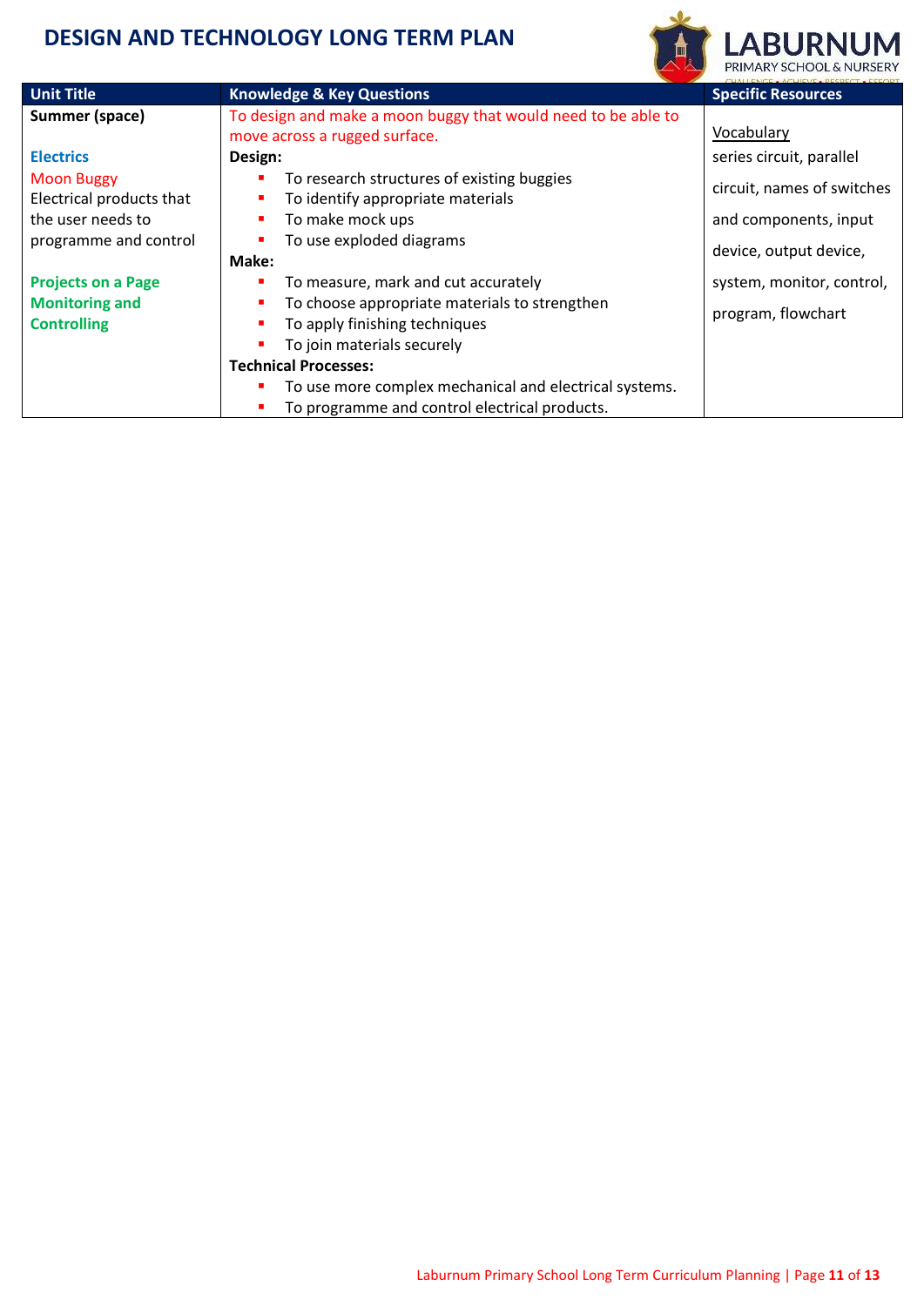# DESIGN AND TECHNOLOGY LONG TERM PLAN

| Unit Title | Knowledge & Key Questions | Specific Resources |
|---|---|---|
| **Summer (space)**<br><br>**Electrics**<br>Moon Buggy<br>Electrical products that the user needs to programme and control<br><br>**Projects on a Page**<br>**Monitoring and Controlling** | To design and make a moon buggy that would need to be able to move across a rugged surface.<br>**Design:**<br>▪ To research structures of existing buggies<br>▪ To identify appropriate materials<br>▪ To make mock ups<br>▪ To use exploded diagrams<br>**Make:**<br>▪ To measure, mark and cut accurately<br>▪ To choose appropriate materials to strengthen<br>▪ To apply finishing techniques<br>▪ To join materials securely<br>**Technical Processes:**<br>▪ To use more complex mechanical and electrical systems.<br>▪ To programme and control electrical products. | Vocabulary<br>series circuit, parallel circuit, names of switches and components, input device, output device, system, monitor, control, program, flowchart |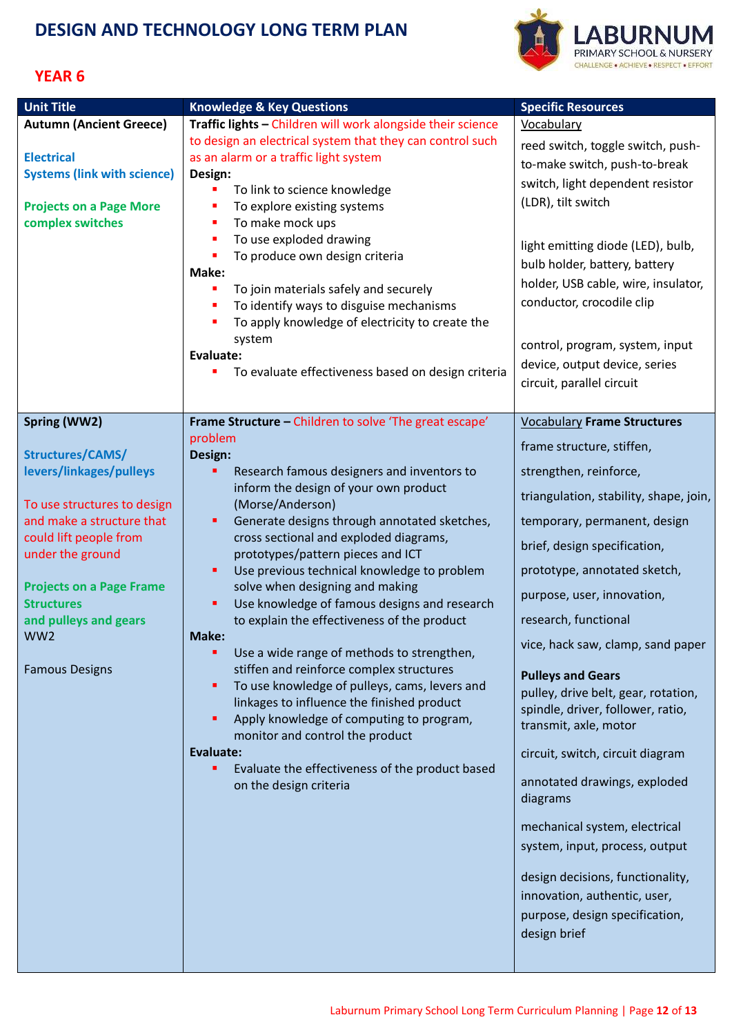# DESIGN AND TECHNOLOGY LONG TERM PLAN

LABURNUM PRIMARY SCHOOL & NURSERY
CHALLENGE • ACHIEVE • RESPECT • EFFORT

## YEAR 6

| Unit Title | Knowledge & Key Questions | Specific Resources |
|---|---|---|
| **Autumn (Ancient Greece)**<br><br>**Electrical Systems (link with science)**<br><br>**Projects on a Page More complex switches** | **Traffic lights –** Children will work alongside their science to design an electrical system that they can control such as an alarm or a traffic light system<br>**Design:**<br>▪ To link to science knowledge<br>▪ To explore existing systems<br>▪ To make mock ups<br>▪ To use exploded drawing<br>▪ To produce own design criteria<br>**Make:**<br>▪ To join materials safely and securely<br>▪ To identify ways to disguise mechanisms<br>▪ To apply knowledge of electricity to create the system<br>**Evaluate:**<br>▪ To evaluate effectiveness based on design criteria | Vocabulary<br>reed switch, toggle switch, push-to-make switch, push-to-break switch, light dependent resistor (LDR), tilt switch<br><br>light emitting diode (LED), bulb, bulb holder, battery, battery holder, USB cable, wire, insulator, conductor, crocodile clip<br><br>control, program, system, input device, output device, series circuit, parallel circuit |
| **Spring (WW2)**<br><br>**Structures/CAMS/ levers/linkages/pulleys**<br><br>To use structures to design and make a structure that could lift people from under the ground<br><br>**Projects on a Page Frame Structures and pulleys and gears**<br>WW2<br><br>Famous Designs | **Frame Structure –** Children to solve 'The great escape' problem<br>**Design:**<br>▪ Research famous designers and inventors to inform the design of your own product (Morse/Anderson)<br>▪ Generate designs through annotated sketches, cross sectional and exploded diagrams, prototypes/pattern pieces and ICT<br>▪ Use previous technical knowledge to problem solve when designing and making<br>▪ Use knowledge of famous designs and research to explain the effectiveness of the product<br>**Make:**<br>▪ Use a wide range of methods to strengthen, stiffen and reinforce complex structures<br>▪ To use knowledge of pulleys, cams, levers and linkages to influence the finished product<br>▪ Apply knowledge of computing to program, monitor and control the product<br>**Evaluate:**<br>▪ Evaluate the effectiveness of the product based on the design criteria | Vocabulary **Frame Structures**<br>frame structure, stiffen, strengthen, reinforce, triangulation, stability, shape, join, temporary, permanent, design brief, design specification, prototype, annotated sketch, purpose, user, innovation, research, functional<br>vice, hack saw, clamp, sand paper<br><br>**Pulleys and Gears**<br>pulley, drive belt, gear, rotation, spindle, driver, follower, ratio, transmit, axle, motor<br><br>circuit, switch, circuit diagram<br><br>annotated drawings, exploded diagrams<br><br>mechanical system, electrical system, input, process, output<br><br>design decisions, functionality, innovation, authentic, user, purpose, design specification, design brief |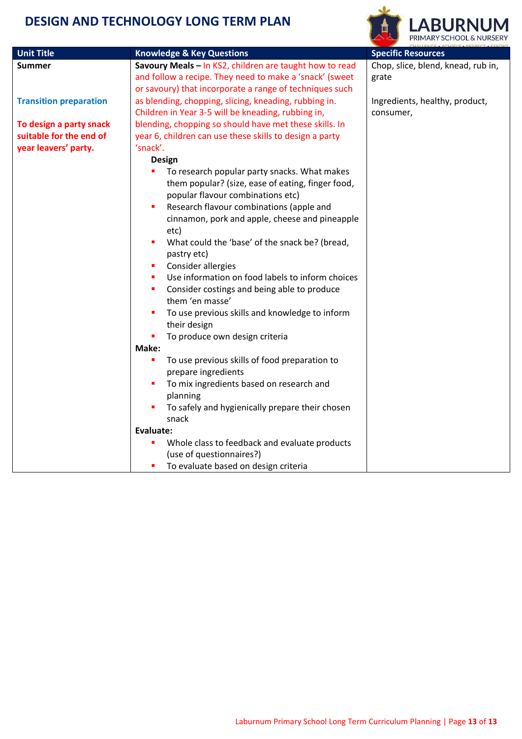# DESIGN AND TECHNOLOGY LONG TERM PLAN

| Unit Title | Knowledge & Key Questions | Specific Resources |
|---|---|---|
| **Summer**<br><br>**Transition preparation**<br><br>**To design a party snack suitable for the end of year leavers' party.** | **Savoury Meals –** In KS2, children are taught how to read and follow a recipe. They need to make a 'snack' (sweet or savoury) that incorporate a range of techniques such as blending, chopping, slicing, kneading, rubbing in. Children in Year 3-5 will be kneading, rubbing in, blending, chopping so should have met these skills. In year 6, children can use these skills to design a party 'snack'.<br>**Design**<br>▪ To research popular party snacks. What makes them popular? (size, ease of eating, finger food, popular flavour combinations etc)<br>▪ Research flavour combinations (apple and cinnamon, pork and apple, cheese and pineapple etc)<br>▪ What could the 'base' of the snack be? (bread, pastry etc)<br>▪ Consider allergies<br>▪ Use information on food labels to inform choices<br>▪ Consider costings and being able to produce them 'en masse'<br>▪ To use previous skills and knowledge to inform their design<br>▪ To produce own design criteria<br>**Make:**<br>▪ To use previous skills of food preparation to prepare ingredients<br>▪ To mix ingredients based on research and planning<br>▪ To safely and hygienically prepare their chosen snack<br>**Evaluate:**<br>▪ Whole class to feedback and evaluate products (use of questionnaires?)<br>▪ To evaluate based on design criteria | Chop, slice, blend, knead, rub in, grate<br><br>Ingredients, healthy, product, consumer, |